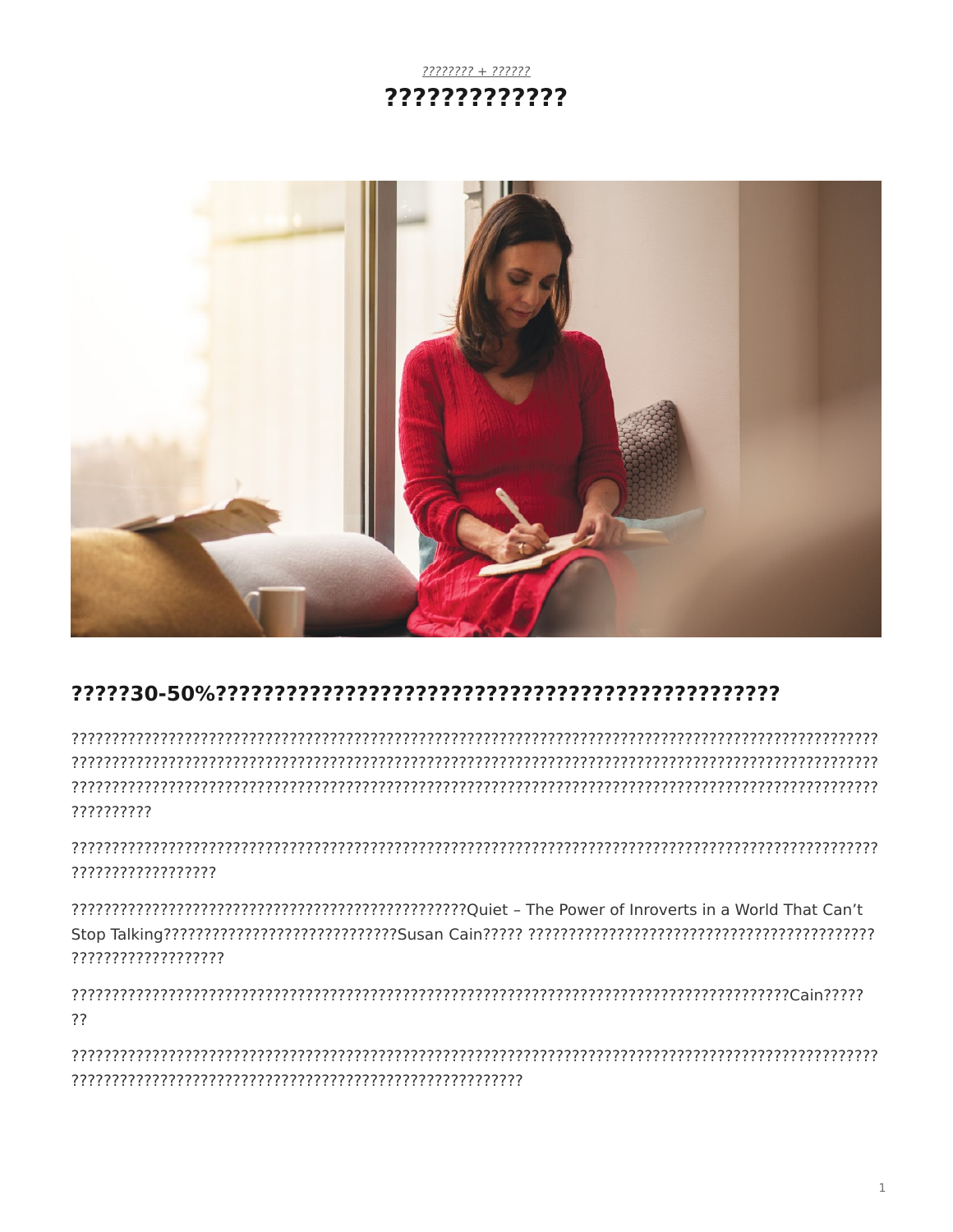[???????? + ??????](#)

# ?????????????

## ?????30-50%?????????????????????????????????????????????????

?????????????????????????????????????????????????????????????????????????????????????????????????????????????????????????????????????????????????????????????????????????????????????????????????????????????????????????????????????????????????????????????????????????????????

?????????????????????????????????????????????????????????????????????????????????????????????????????????????????

??????????????????????????????????????????????????Quiet – The Power of Inroverts in a World That Can't Stop Talking?????????????????????????????Susan Cain????? ??????????????????????????????????????????????????????????????

?????????????????????????????????????????????????????????????????????????????????????????Cain???????

??????????????????????????????????????????????????????????????????????????????????????????????????????????????????????????????????????????????????????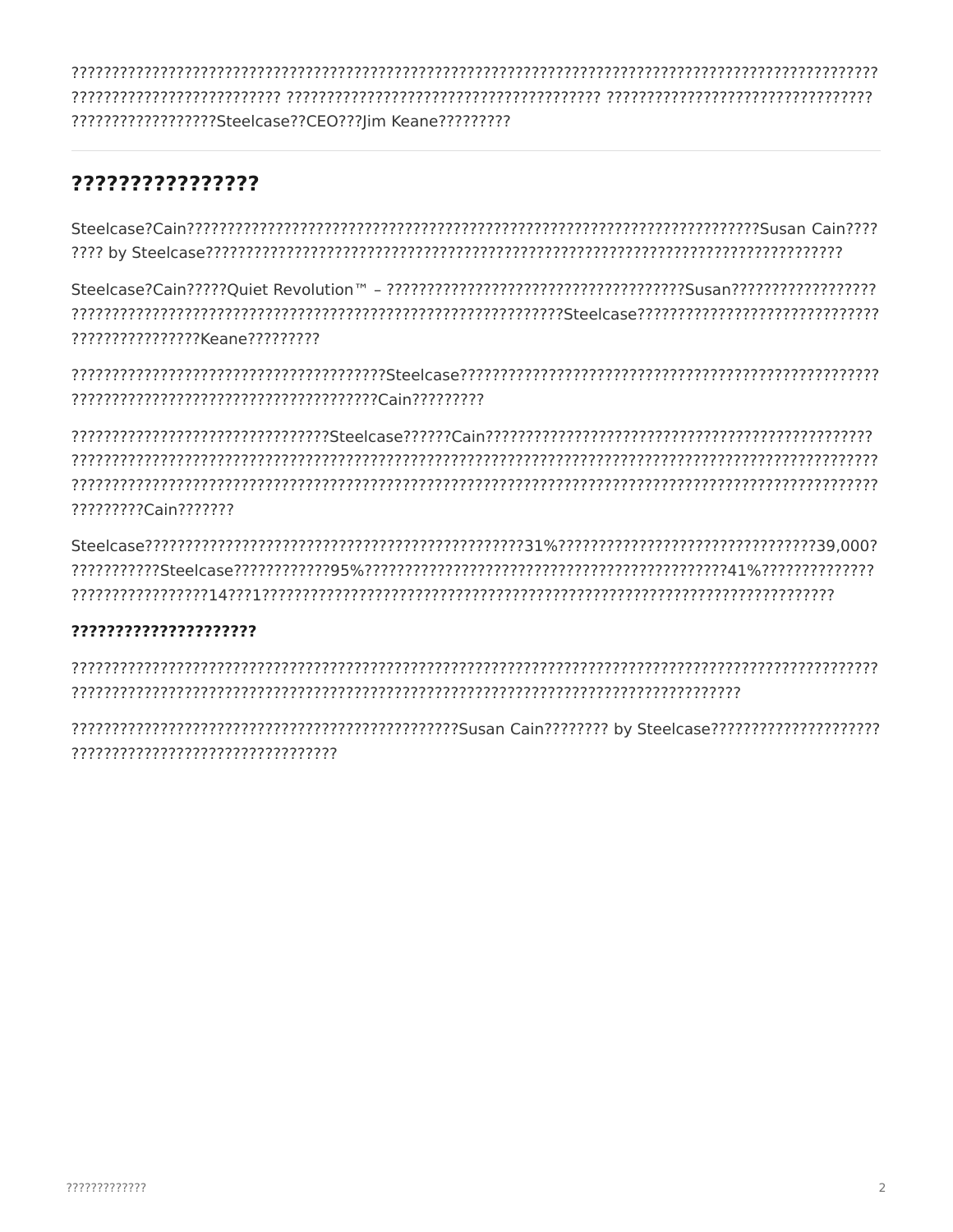?????????????????????????????????????????????????????????????????????????????????????????????????????????? ?????????????????????????? ?????????????????????????????????????????? ?????????????????????????????????? ??????????????????Steelcase??CEO???Jim Keane?????????

---

## ????????????????

Steelcase?Cain??????????????????????????????????????????????????????????????????????????Susan Cain???? ???? by Steelcase???????????????????????????????????????????????????????????????????????????????????

Steelcase?Cain?????Quiet Revolution™ – ?????????????????????????????????????Susan?????????????????? ????????????????????????????????????????????????????????????????Steelcase?????????????????????????????? ????????????????Keane?????????

???????????????????????????????????????Steelcase???????????????????????????????????????????????????? ?????????????????????????????????????Cain?????????

????????????????????????????????Steelcase??????Cain?????????????????????????????????????????????????? ???????????????????????????????????????????????????????????????????????????????????????????????????????? ???????????????????????????????????????????????????????????????????????????????????????????????????????? ?????????Cain???????

Steelcase??????????????????????????????????????????????????31%????????????????????????????????39,000? ???????????Steelcase????????????95%???????????????????????????????????????????????41%?????????????? ?????????????????14???1??????????????????????????????????????????????????????????????????????????????

### ????????????????????

???????????????????????????????????????????????????????????????????????????????????????????????????????? ???????????????????????????????????????????????????????????????????????????????????????

?????????????????????????????????????????????????Susan Cain???????? by Steelcase????????????????????? ?????????????????????????????????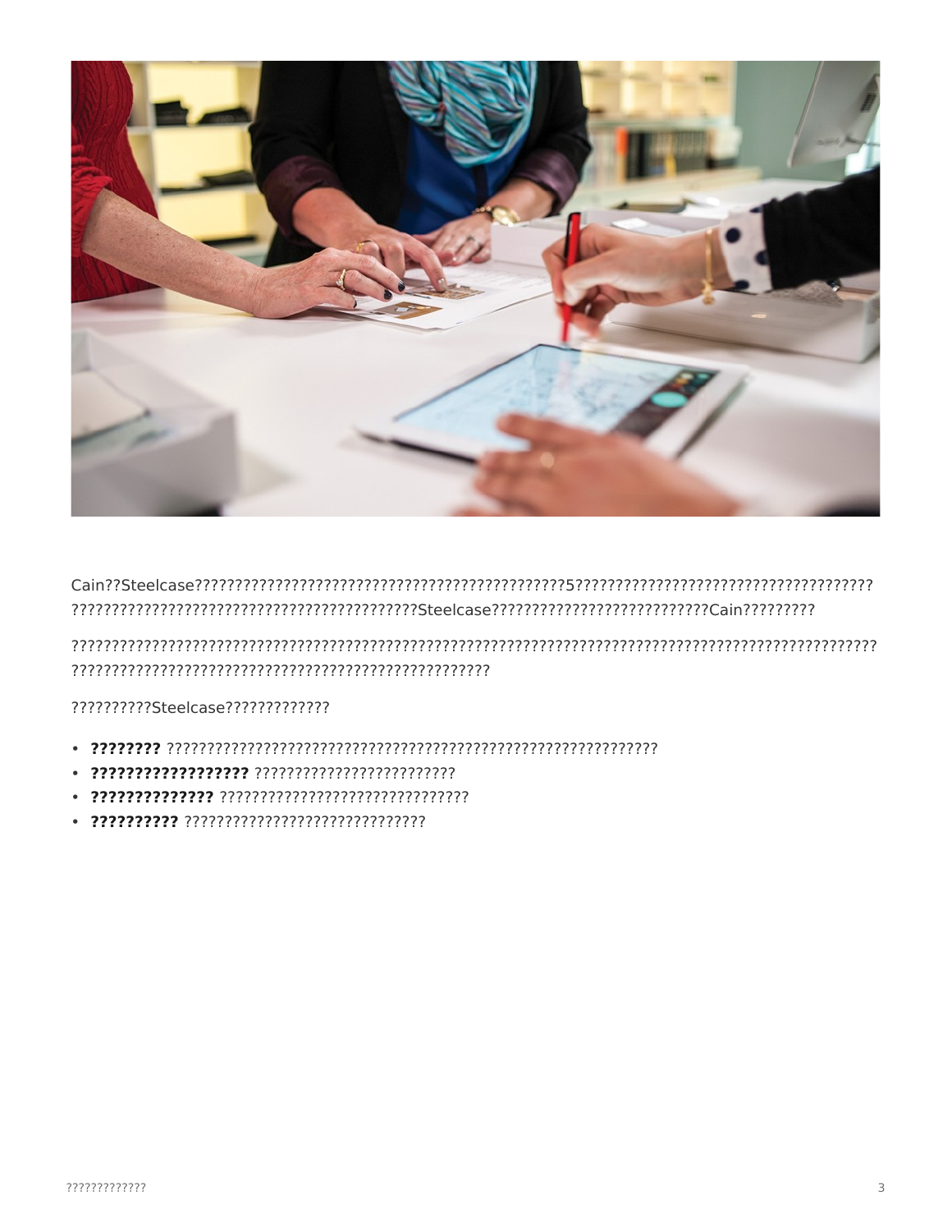Cain??Steelcase???????????????????????????????????????????????5????????????????????????????????????
????????????????????????????????????????????Steelcase???????????????????????????Cain?????????

???????????????????????????????????????????????????????????????????????????????????????????????????
????????????????????????????????????????????????????

??????????Steelcase?????????????

- **????????** ???????????????????????????????????????????????????????????????
- **??????????????????** ?????????????????????????
- **??????????????** ???????????????????????????????
- **??????????** ??????????????????????????????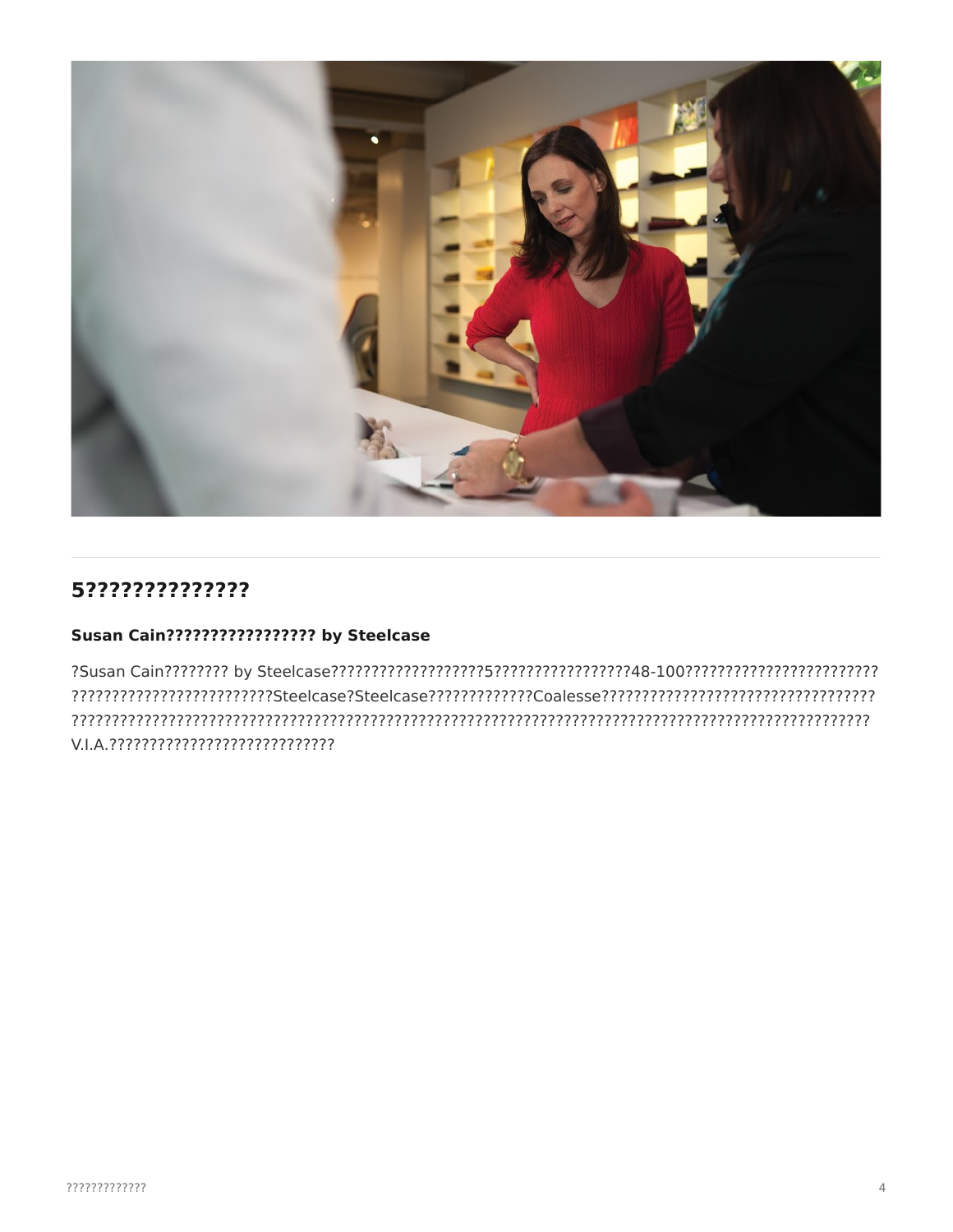## 5???????????????

### Susan Cain????????????????? by Steelcase

?Susan Cain???????? by Steelcase???????????????????5?????????????????48-100????????????????????????? ?????????????????????????Steelcase?Steelcase?????????????Coalesse??????????????????????????????????? ?????????????????????????????????????????????????????????????????????????????????????????????? V.I.A.????????????????????????????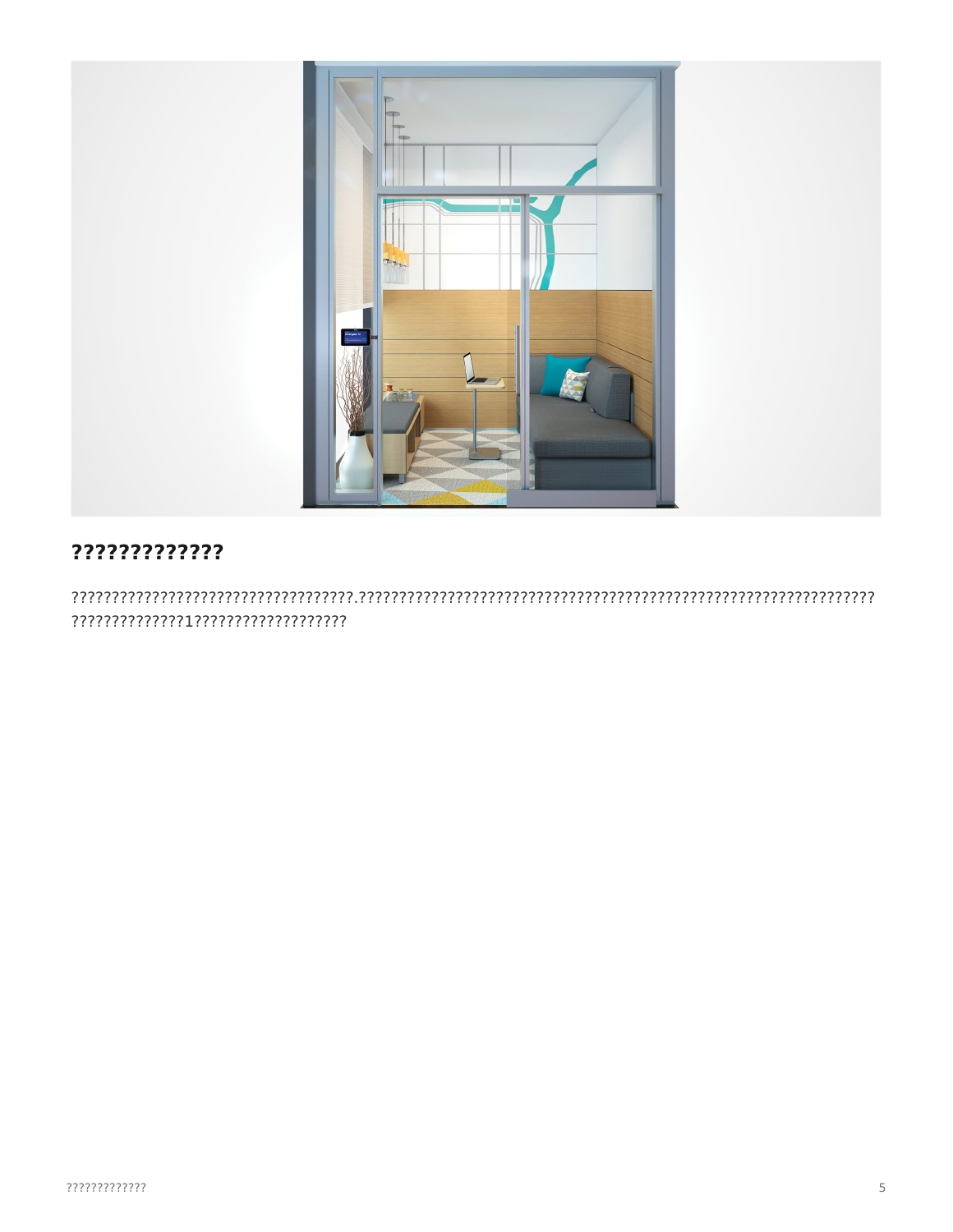## ?????????????

????????????????????????????????????.?????????????????????????????????????????????????????????????????????? ??????????????1???????????????????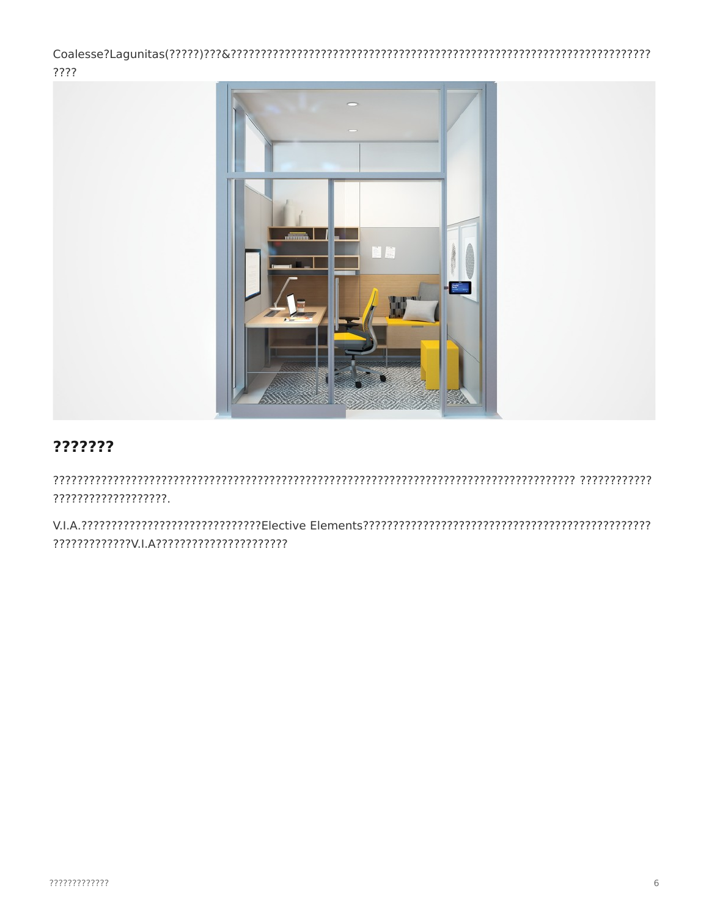Coalesse?Lagunitas(?????)???&???????????????????????????????????????????????????????????????????????????

## ???????

???????????????????????????????????????????????????????????????????????????????????? ????????????
??????????????????.

V.I.A.?????????????????????????????Elective Elements??????????????????????????????????????????????????????????????V.I.A?????????????????????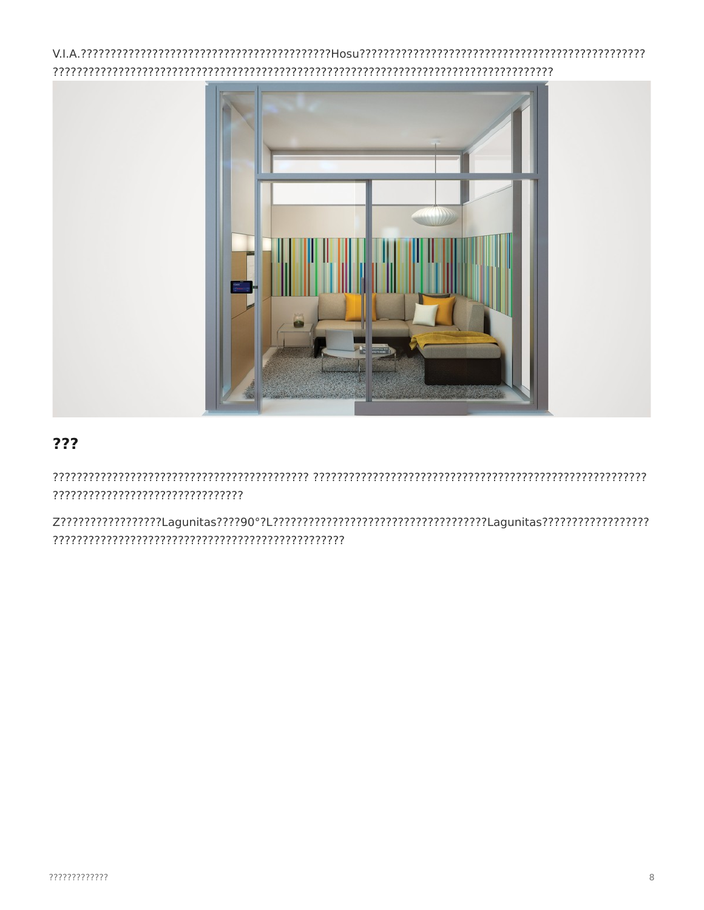V.I.A.???????????????????????????????????????????Hosu?????????????????????????????????????????????????????
??????????????????????????????????????????????????????????????????????????????????????????

## ???

????????????????????????????????????????????? ?????????????????????????????????????????????????????????????
?????????????????????????????????

Z?????????????????Lagunitas????90°?L??????????????????????????????????????Lagunitas??????????????????
??????????????????????????????????????????????????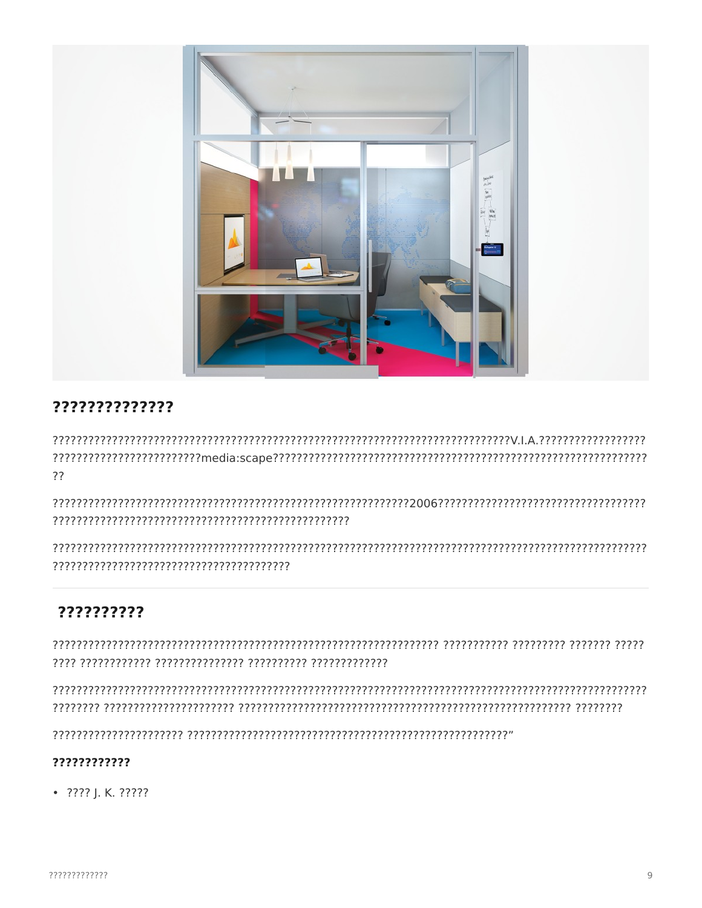## ??????????????

????????????????????????????????????????????????????????????????????????V.I.A.?????????????????? ?????????????????????????media:scape????????????????????????????????????????????????????????????????? ??

???????????????????????????????????????????????????????????????2006???????????????????????????????????? ??????????????????????????????????????????????????

????????????????????????????????????????????????????????????????????????????????????????????????????????? ????????????????????????????????????????

---

## ??????????

???????????????????????????????????????????????????????????????????? ??????????? ????????? ??????? ????? ???? ???????????? ??????????????? ?????????? ?????????????

????????????????????????????????????????????????????????????????????????????????????????????????????????? ???????? ?????????????????????? ?????????????????????????????????????????????????????????? ????????

?????????????????????? ?????????????????????????????????????????????????????????"

**????????????**

- ???? J. K. ?????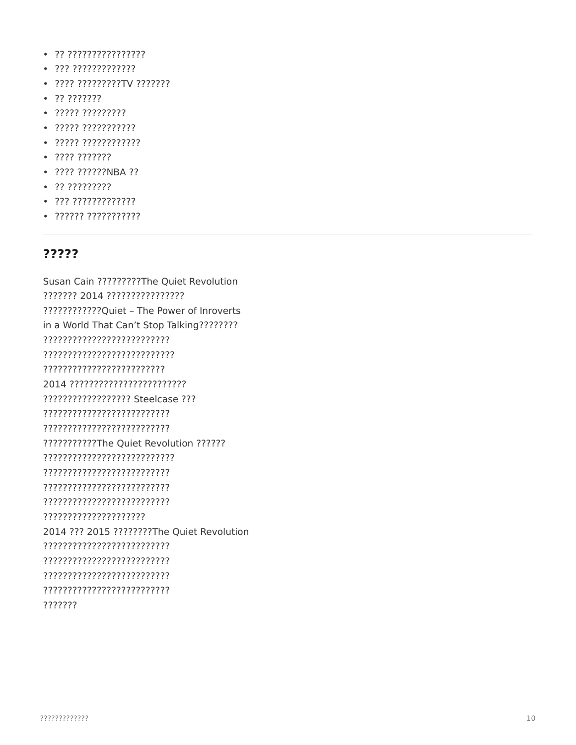- ?? ????????????????
- ??? ?????????????
- ???? ?????????TV ???????
- ?? ???????
- ????? ?????????
- ????? ???????????
- ????? ????????????
- ???? ???????
- ???? ??????NBA ??
- ?? ?????????
- ??? ?????????????
- ?????? ???????????

---

## ?????

Susan Cain ?????????The Quiet Revolution
??????? 2014 ????????????????
????????????Quiet – The Power of Inroverts
in a World That Can't Stop Talking????????
??????????????????????????
???????????????????????????
?????????????????????????
2014 ????????????????????????
?????????????????? Steelcase ???
??????????????????????????
??????????????????????????
???????????The Quiet Revolution ??????
???????????????????????????
??????????????????????????
??????????????????????????
??????????????????????????
?????????????????????
2014 ??? 2015 ????????The Quiet Revolution
??????????????????????????
??????????????????????????
??????????????????????????
??????????????????????????
???????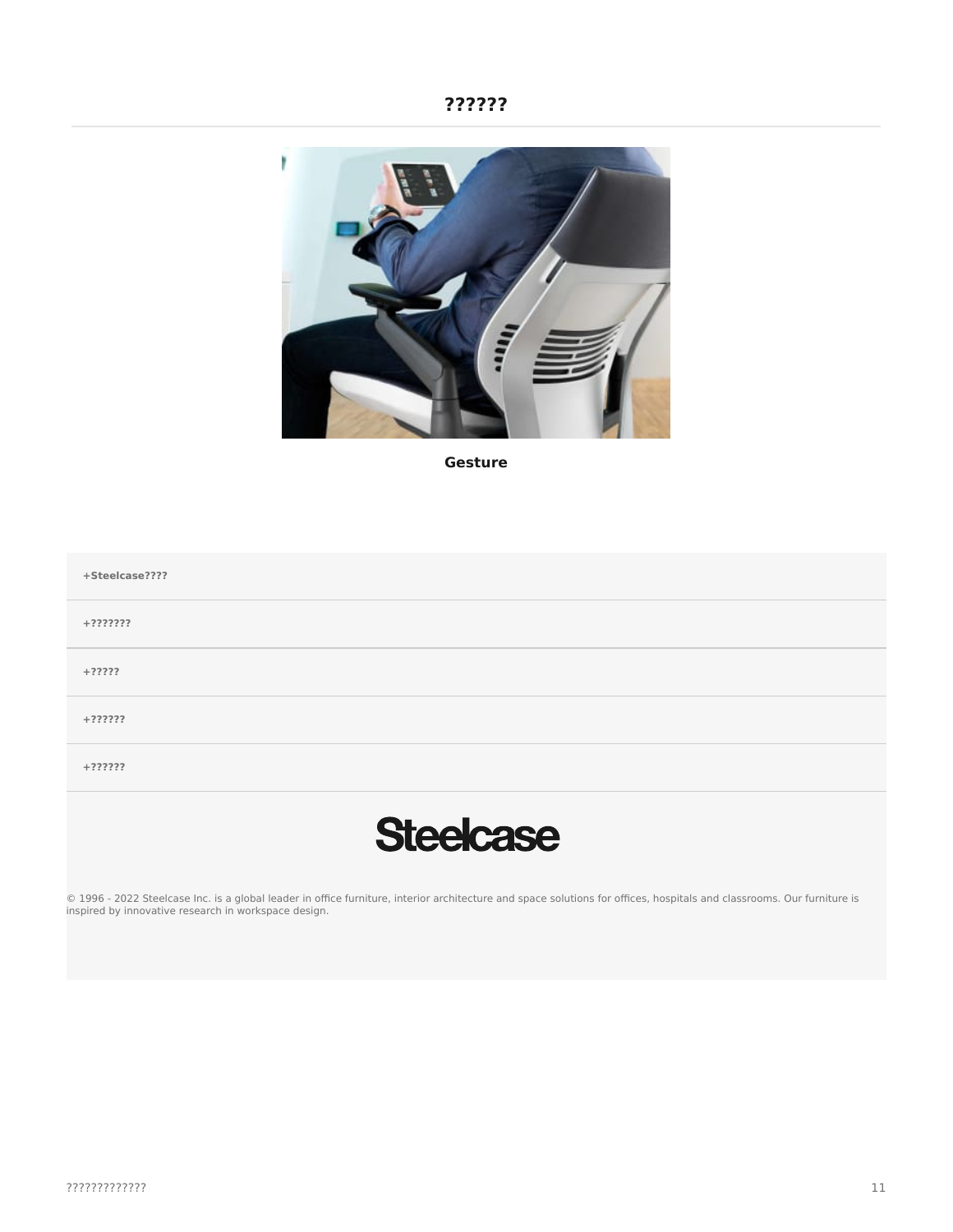**??????**

**Gesture**

+Steelcase????

+???????

+?????

+??????

+??????

Steelcase

© 1996 - 2022 Steelcase Inc. is a global leader in office furniture, interior architecture and space solutions for offices, hospitals and classrooms. Our furniture is inspired by innovative research in workspace design.